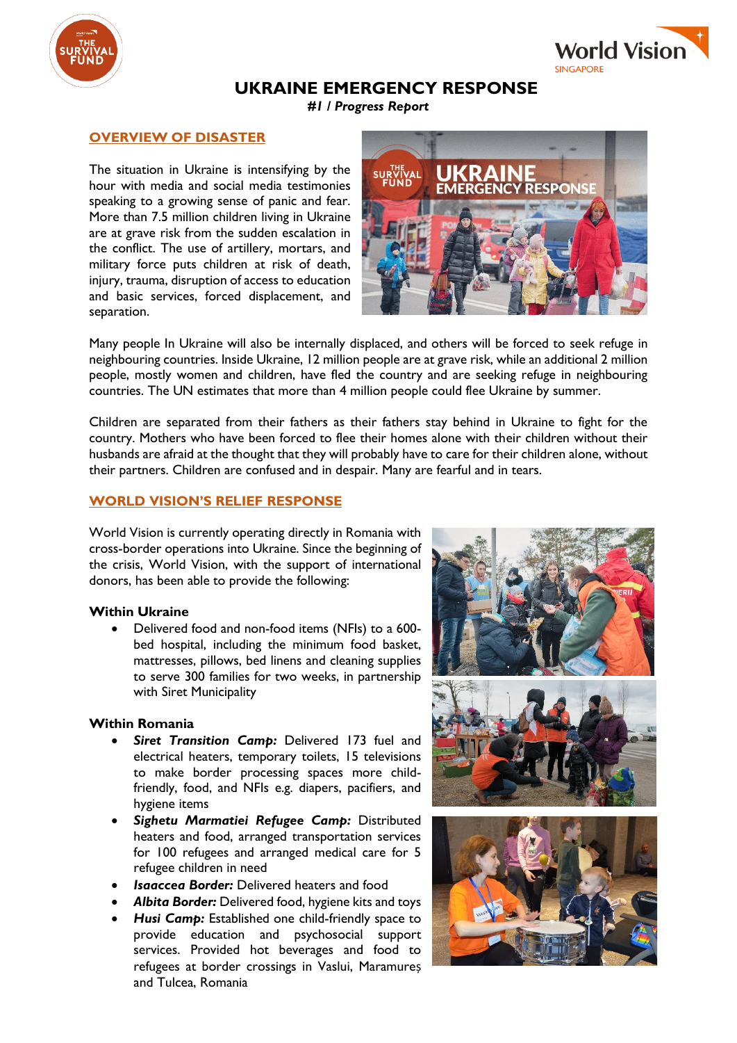# UKRAINE EMERGENCY RESPONSE

***#1 / Progress Report***

## OVERVIEW OF DISASTER

The situation in Ukraine is intensifying by the hour with media and social media testimonies speaking to a growing sense of panic and fear. More than 7.5 million children living in Ukraine are at grave risk from the sudden escalation in the conflict. The use of artillery, mortars, and military force puts children at risk of death, injury, trauma, disruption of access to education and basic services, forced displacement, and separation.

Many people In Ukraine will also be internally displaced, and others will be forced to seek refuge in neighbouring countries. Inside Ukraine, 12 million people are at grave risk, while an additional 2 million people, mostly women and children, have fled the country and are seeking refuge in neighbouring countries. The UN estimates that more than 4 million people could flee Ukraine by summer.

Children are separated from their fathers as their fathers stay behind in Ukraine to fight for the country. Mothers who have been forced to flee their homes alone with their children without their husbands are afraid at the thought that they will probably have to care for their children alone, without their partners. Children are confused and in despair. Many are fearful and in tears.

## WORLD VISION'S RELIEF RESPONSE

World Vision is currently operating directly in Romania with cross-border operations into Ukraine. Since the beginning of the crisis, World Vision, with the support of international donors, has been able to provide the following:

### Within Ukraine

- Delivered food and non-food items (NFIs) to a 600-bed hospital, including the minimum food basket, mattresses, pillows, bed linens and cleaning supplies to serve 300 families for two weeks, in partnership with Siret Municipality

### Within Romania

- ***Siret Transition Camp:*** Delivered 173 fuel and electrical heaters, temporary toilets, 15 televisions to make border processing spaces more child-friendly, food, and NFIs e.g. diapers, pacifiers, and hygiene items
- ***Sighetu Marmatiei Refugee Camp:*** Distributed heaters and food, arranged transportation services for 100 refugees and arranged medical care for 5 refugee children in need
- ***Isaaccea Border:*** Delivered heaters and food
- ***Albita Border:*** Delivered food, hygiene kits and toys
- ***Husi Camp:*** Established one child-friendly space to provide education and psychosocial support services. Provided hot beverages and food to refugees at border crossings in Vaslui, Maramureș and Tulcea, Romania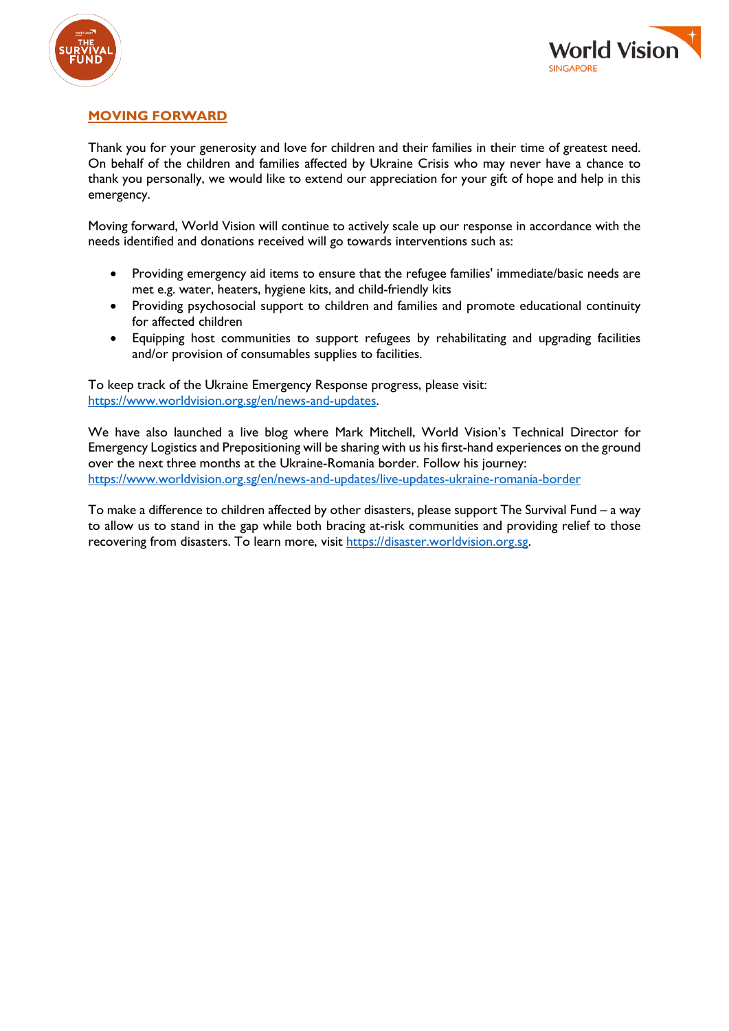## MOVING FORWARD

Thank you for your generosity and love for children and their families in their time of greatest need. On behalf of the children and families affected by Ukraine Crisis who may never have a chance to thank you personally, we would like to extend our appreciation for your gift of hope and help in this emergency.

Moving forward, World Vision will continue to actively scale up our response in accordance with the needs identified and donations received will go towards interventions such as:

- Providing emergency aid items to ensure that the refugee families' immediate/basic needs are met e.g. water, heaters, hygiene kits, and child-friendly kits
- Providing psychosocial support to children and families and promote educational continuity for affected children
- Equipping host communities to support refugees by rehabilitating and upgrading facilities and/or provision of consumables supplies to facilities.

To keep track of the Ukraine Emergency Response progress, please visit: https://www.worldvision.org.sg/en/news-and-updates.

We have also launched a live blog where Mark Mitchell, World Vision's Technical Director for Emergency Logistics and Prepositioning will be sharing with us his first-hand experiences on the ground over the next three months at the Ukraine-Romania border. Follow his journey: https://www.worldvision.org.sg/en/news-and-updates/live-updates-ukraine-romania-border

To make a difference to children affected by other disasters, please support The Survival Fund – a way to allow us to stand in the gap while both bracing at-risk communities and providing relief to those recovering from disasters. To learn more, visit https://disaster.worldvision.org.sg.